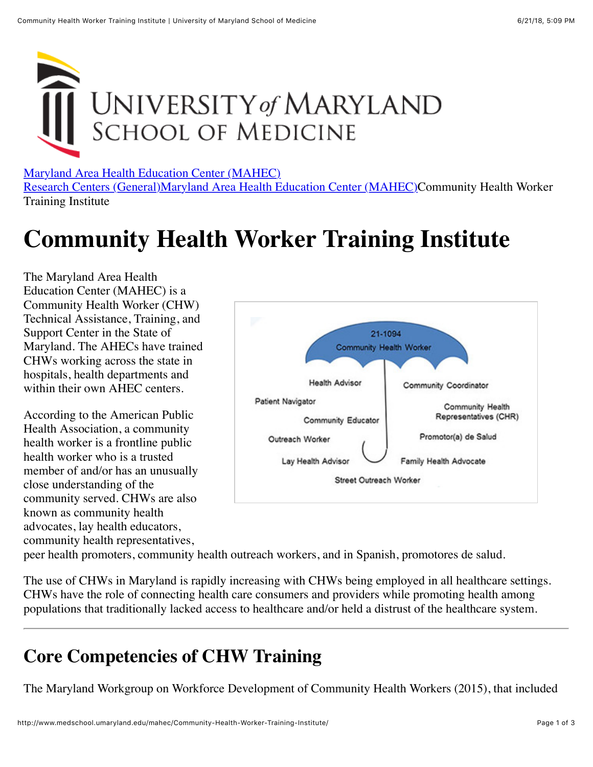[Maryland Area Health Education Center (MAHEC)](#)
[Research Centers (General)](#)[Maryland Area Health Education Center (MAHEC)](#)Community Health Worker Training Institute

# Community Health Worker Training Institute

The Maryland Area Health Education Center (MAHEC) is a Community Health Worker (CHW) Technical Assistance, Training, and Support Center in the State of Maryland. The AHECs have trained CHWs working across the state in hospitals, health departments and within their own AHEC centers.

21-1094 Community Health Worker

Health Advisor, Community Coordinator, Patient Navigator, Community Health Representatives (CHR), Community Educator, Promotor(a) de Salud, Outreach Worker, Lay Health Advisor, Family Health Advocate, Street Outreach Worker

According to the American Public Health Association, a community health worker is a frontline public health worker who is a trusted member of and/or has an unusually close understanding of the community served. CHWs are also known as community health advocates, lay health educators, community health representatives, peer health promoters, community health outreach workers, and in Spanish, promotores de salud.

The use of CHWs in Maryland is rapidly increasing with CHWs being employed in all healthcare settings. CHWs have the role of connecting health care consumers and providers while promoting health among populations that traditionally lacked access to healthcare and/or held a distrust of the healthcare system.

---

## Core Competencies of CHW Training

The Maryland Workgroup on Workforce Development of Community Health Workers (2015), that included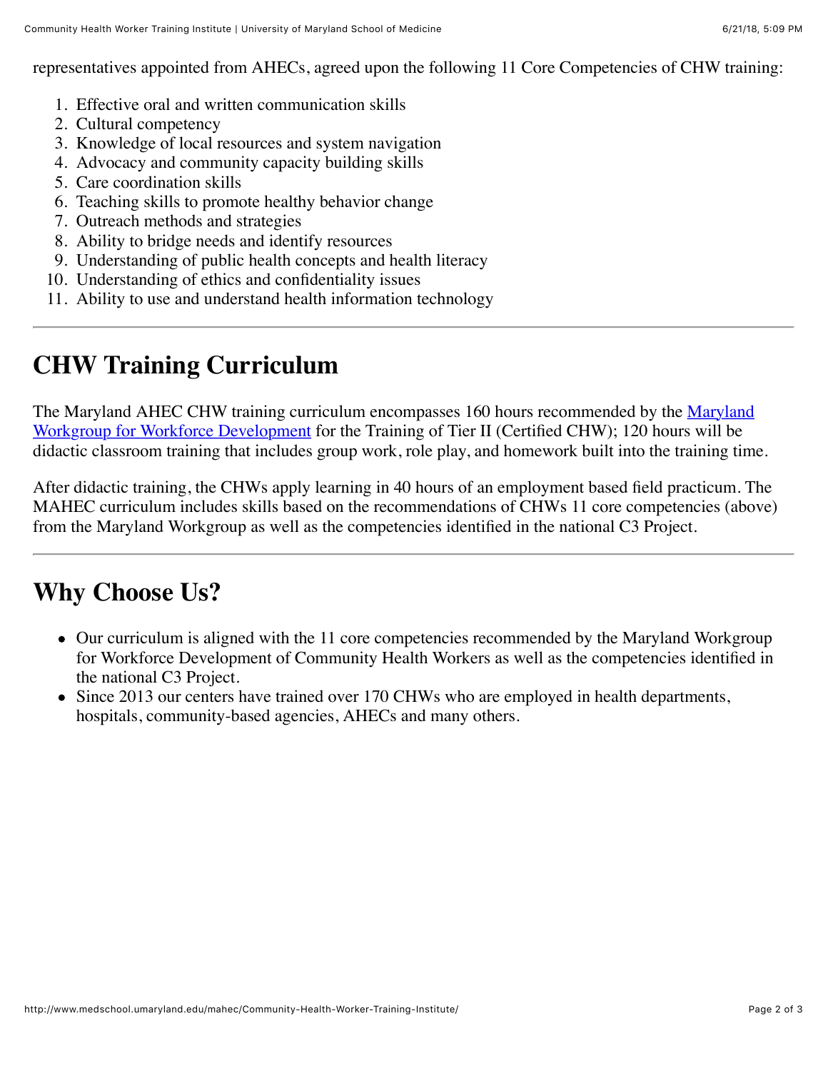representatives appointed from AHECs, agreed upon the following 11 Core Competencies of CHW training:

1. Effective oral and written communication skills
2. Cultural competency
3. Knowledge of local resources and system navigation
4. Advocacy and community capacity building skills
5. Care coordination skills
6. Teaching skills to promote healthy behavior change
7. Outreach methods and strategies
8. Ability to bridge needs and identify resources
9. Understanding of public health concepts and health literacy
10. Understanding of ethics and confidentiality issues
11. Ability to use and understand health information technology

---

# CHW Training Curriculum

The Maryland AHEC CHW training curriculum encompasses 160 hours recommended by the Maryland Workgroup for Workforce Development for the Training of Tier II (Certified CHW); 120 hours will be didactic classroom training that includes group work, role play, and homework built into the training time.

After didactic training, the CHWs apply learning in 40 hours of an employment based field practicum. The MAHEC curriculum includes skills based on the recommendations of CHWs 11 core competencies (above) from the Maryland Workgroup as well as the competencies identified in the national C3 Project.

---

# Why Choose Us?

- Our curriculum is aligned with the 11 core competencies recommended by the Maryland Workgroup for Workforce Development of Community Health Workers as well as the competencies identified in the national C3 Project.
- Since 2013 our centers have trained over 170 CHWs who are employed in health departments, hospitals, community-based agencies, AHECs and many others.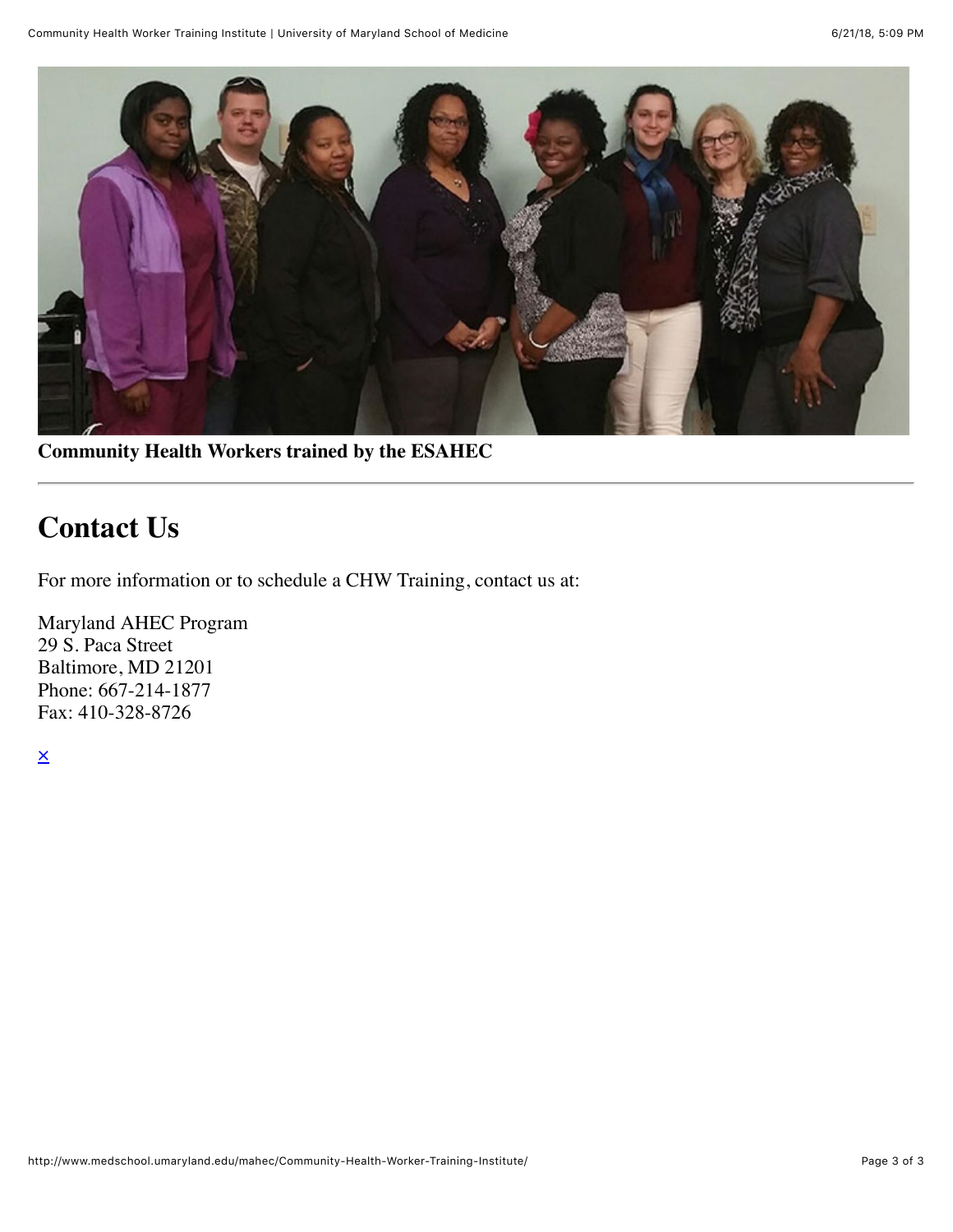**Community Health Workers trained by the ESAHEC**

---

# Contact Us

For more information or to schedule a CHW Training, contact us at:

Maryland AHEC Program
29 S. Paca Street
Baltimore, MD 21201
Phone: 667-214-1877
Fax: 410-328-8726

×